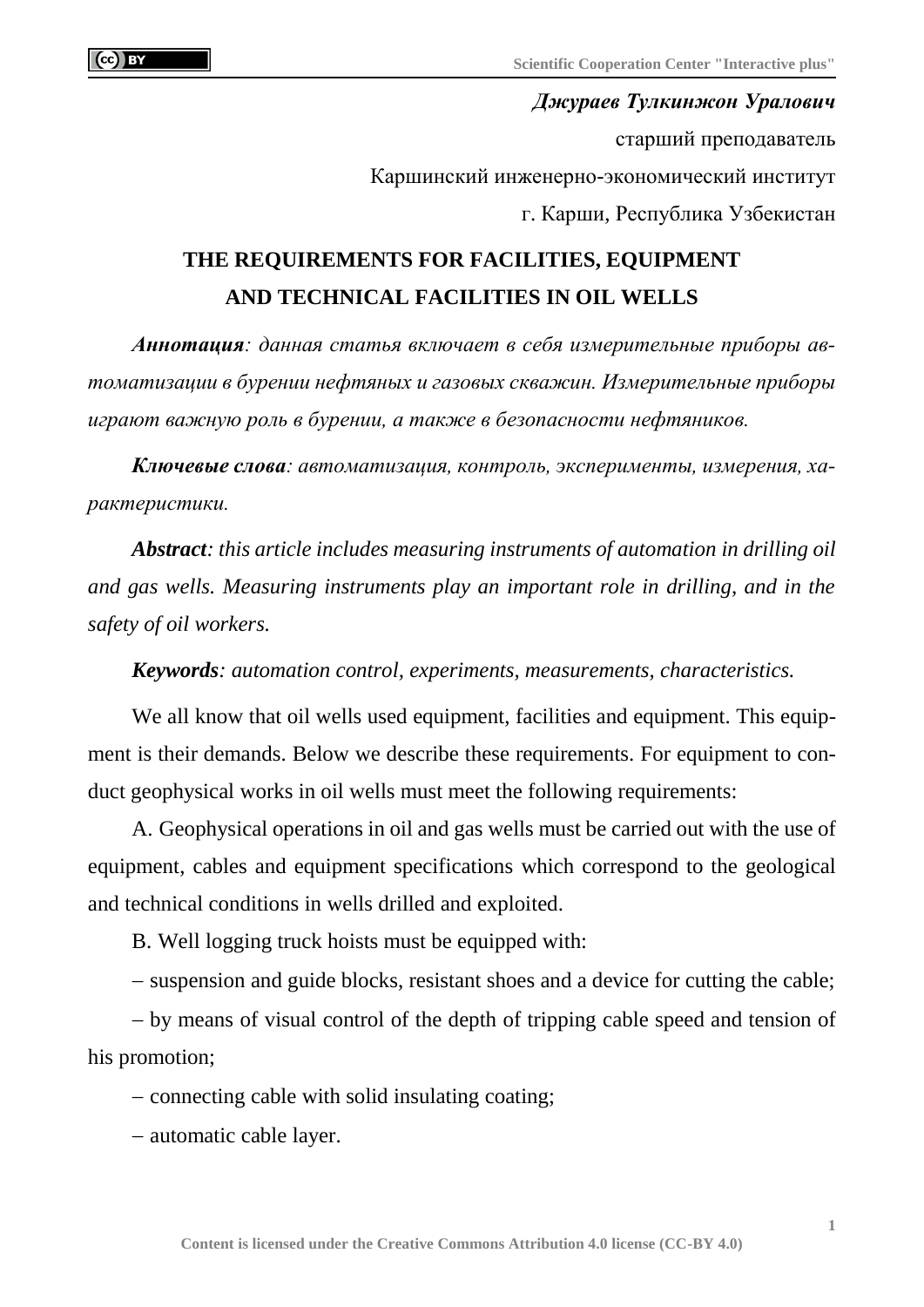***Джураев Тулкинжон Уралович***

старший преподаватель

Каршинский инженерно-экономический институт

г. Карши, Республика Узбекистан

# THE REQUIREMENTS FOR FACILITIES, EQUIPMENT AND TECHNICAL FACILITIES IN OIL WELLS

***Аннотация****: данная статья включает в себя измерительные приборы автоматизации в бурении нефтяных и газовых скважин. Измерительные приборы играют важную роль в бурении, а также в безопасности нефтяников.*

***Ключевые слова****: автоматизация, контроль, эксперименты, измерения, характеристики.*

***Abstract****: this article includes measuring instruments of automation in drilling oil and gas wells. Measuring instruments play an important role in drilling, and in the safety of oil workers.*

***Keywords****: automation control, experiments, measurements, characteristics.*

We all know that oil wells used equipment, facilities and equipment. This equipment is their demands. Below we describe these requirements. For equipment to conduct geophysical works in oil wells must meet the following requirements:

A. Geophysical operations in oil and gas wells must be carried out with the use of equipment, cables and equipment specifications which correspond to the geological and technical conditions in wells drilled and exploited.

B. Well logging truck hoists must be equipped with:

- suspension and guide blocks, resistant shoes and a device for cutting the cable;
- by means of visual control of the depth of tripping cable speed and tension of his promotion;
- connecting cable with solid insulating coating;
- automatic cable layer.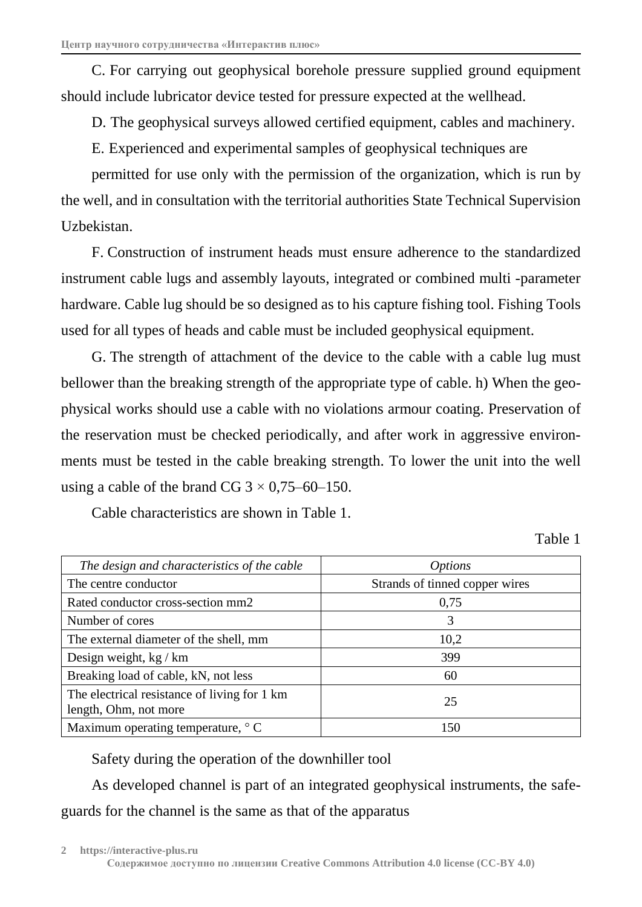C. For carrying out geophysical borehole pressure supplied ground equipment should include lubricator device tested for pressure expected at the wellhead.

D. The geophysical surveys allowed certified equipment, cables and machinery.

E. Experienced and experimental samples of geophysical techniques are

permitted for use only with the permission of the organization, which is run by the well, and in consultation with the territorial authorities State Technical Supervision Uzbekistan.

F. Construction of instrument heads must ensure adherence to the standardized instrument cable lugs and assembly layouts, integrated or combined multi -parameter hardware. Cable lug should be so designed as to his capture fishing tool. Fishing Tools used for all types of heads and cable must be included geophysical equipment.

G. The strength of attachment of the device to the cable with a cable lug must bellower than the breaking strength of the appropriate type of cable. h) When the geophysical works should use a cable with no violations armour coating. Preservation of the reservation must be checked periodically, and after work in aggressive environments must be tested in the cable breaking strength. To lower the unit into the well using a cable of the brand CG 3 × 0,75–60–150.

Cable characteristics are shown in Table 1.

Table 1

| *The design and characteristics of the cable* | *Options* |
|---|---|
| The centre conductor | Strands of tinned copper wires |
| Rated conductor cross-section mm2 | 0,75 |
| Number of cores | 3 |
| The external diameter of the shell, mm | 10,2 |
| Design weight, kg / km | 399 |
| Breaking load of cable, kN, not less | 60 |
| The electrical resistance of living for 1 km length, Ohm, not more | 25 |
| Maximum operating temperature, ° C | 150 |

Safety during the operation of the downhiller tool

As developed channel is part of an integrated geophysical instruments, the safeguards for the channel is the same as that of the apparatus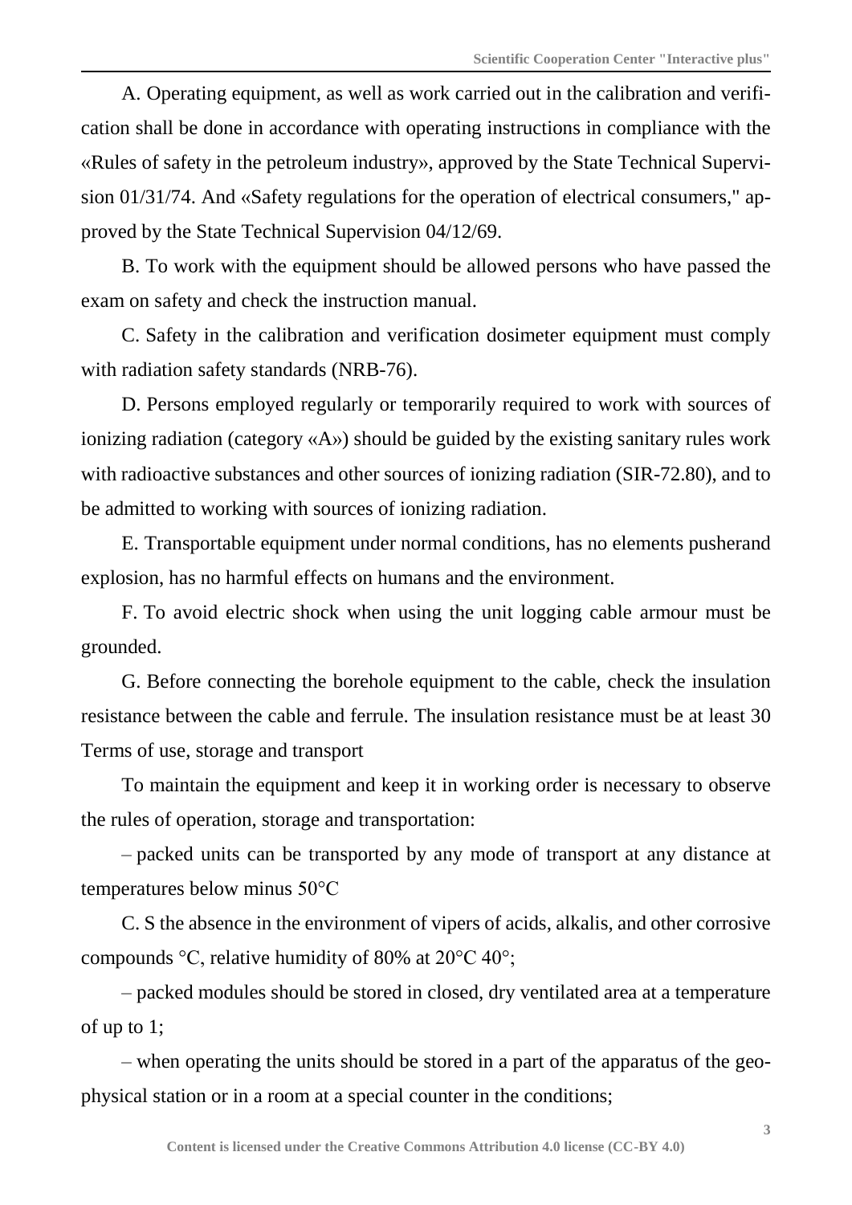A. Operating equipment, as well as work carried out in the calibration and verification shall be done in accordance with operating instructions in compliance with the «Rules of safety in the petroleum industry», approved by the State Technical Supervision 01/31/74. And «Safety regulations for the operation of electrical consumers," approved by the State Technical Supervision 04/12/69.

B. To work with the equipment should be allowed persons who have passed the exam on safety and check the instruction manual.

C. Safety in the calibration and verification dosimeter equipment must comply with radiation safety standards (NRB-76).

D. Persons employed regularly or temporarily required to work with sources of ionizing radiation (category «A») should be guided by the existing sanitary rules work with radioactive substances and other sources of ionizing radiation (SIR-72.80), and to be admitted to working with sources of ionizing radiation.

E. Transportable equipment under normal conditions, has no elements pusherand explosion, has no harmful effects on humans and the environment.

F. To avoid electric shock when using the unit logging cable armour must be grounded.

G. Before connecting the borehole equipment to the cable, check the insulation resistance between the cable and ferrule. The insulation resistance must be at least 30 Terms of use, storage and transport

To maintain the equipment and keep it in working order is necessary to observe the rules of operation, storage and transportation:

– packed units can be transported by any mode of transport at any distance at temperatures below minus 50°C

C. S the absence in the environment of vipers of acids, alkalis, and other corrosive compounds °C, relative humidity of 80% at 20°C 40°;

– packed modules should be stored in closed, dry ventilated area at a temperature of up to 1;

– when operating the units should be stored in a part of the apparatus of the geophysical station or in a room at a special counter in the conditions;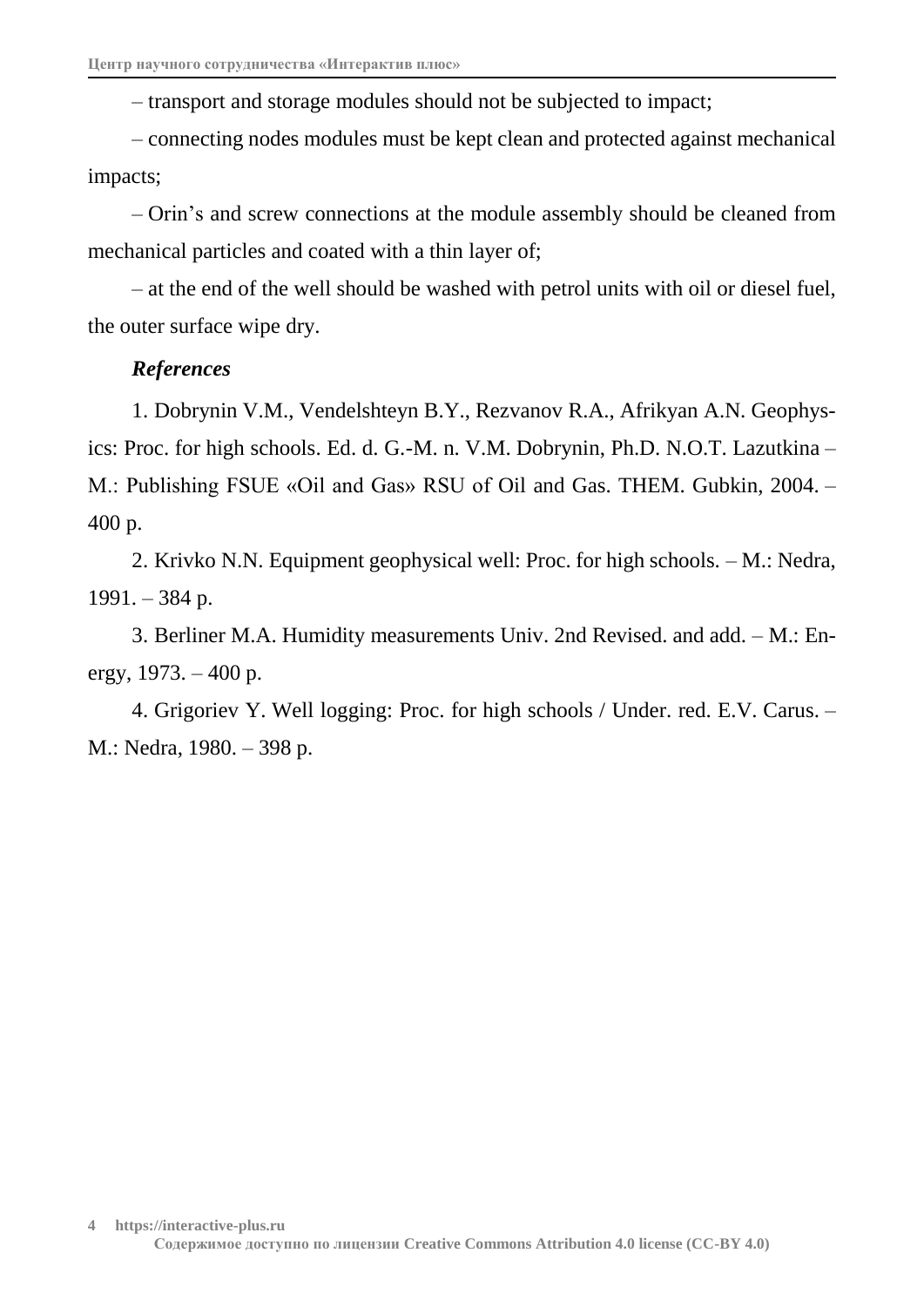– transport and storage modules should not be subjected to impact;

– connecting nodes modules must be kept clean and protected against mechanical impacts;

– Orin's and screw connections at the module assembly should be cleaned from mechanical particles and coated with a thin layer of;

– at the end of the well should be washed with petrol units with oil or diesel fuel, the outer surface wipe dry.

***References***

1. Dobrynin V.M., Vendelshteyn B.Y., Rezvanov R.A., Afrikyan A.N. Geophysics: Proc. for high schools. Ed. d. G.-M. n. V.M. Dobrynin, Ph.D. N.O.T. Lazutkina – M.: Publishing FSUE «Oil and Gas» RSU of Oil and Gas. THEM. Gubkin, 2004. – 400 p.

2. Krivko N.N. Equipment geophysical well: Proc. for high schools. – M.: Nedra, 1991. – 384 p.

3. Berliner M.A. Humidity measurements Univ. 2nd Revised. and add. – M.: Energy, 1973. – 400 p.

4. Grigoriev Y. Well logging: Proc. for high schools / Under. red. E.V. Carus. – M.: Nedra, 1980. – 398 p.

Содержимое доступно по лицензии Creative Commons Attribution 4.0 license (CC-BY 4.0)